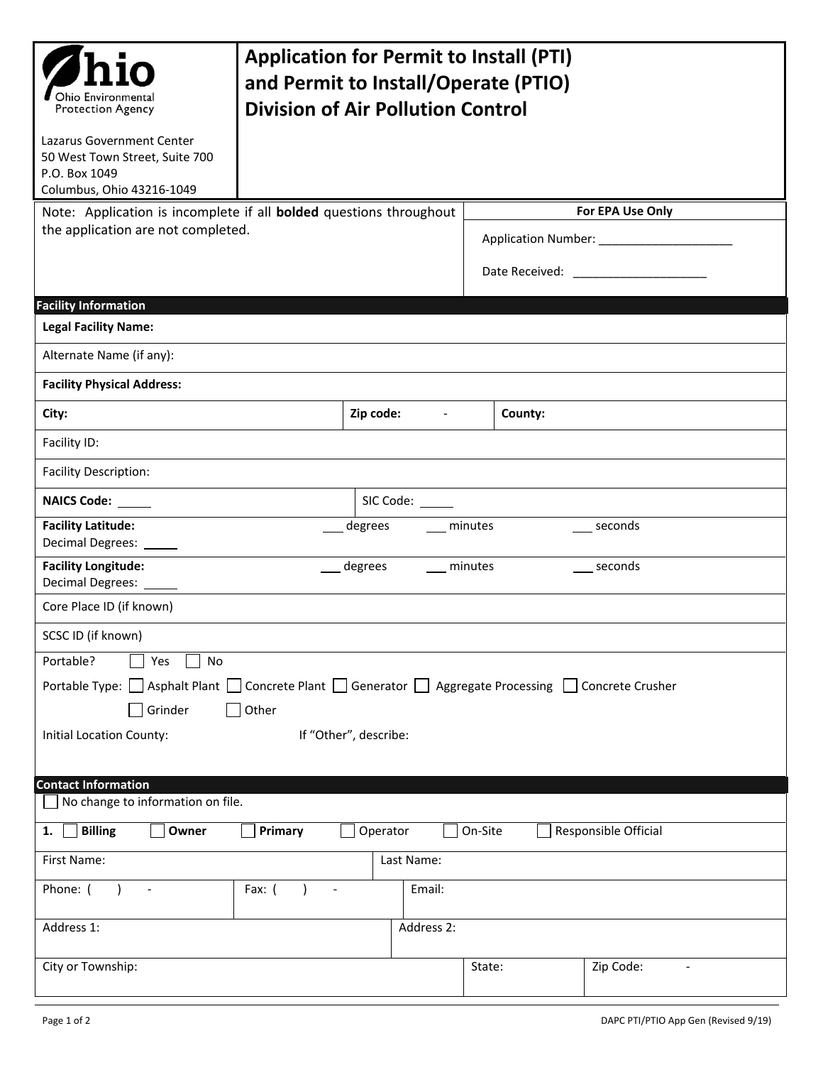Ohio Environmental Protection Agency

Lazarus Government Center
50 West Town Street, Suite 700
P.O. Box 1049
Columbus, Ohio 43216-1049

# Application for Permit to Install (PTI) and Permit to Install/Operate (PTIO) Division of Air Pollution Control

Note: Application is incomplete if all **bolded** questions throughout the application are not completed.

| For EPA Use Only |
|---|
| Application Number: ____________________ |
| Date Received: ____________________ |

## Facility Information

**Legal Facility Name:**

Alternate Name (if any):

**Facility Physical Address:**

| **City:** | **Zip code:** - | **County:** |
|---|---|---|

Facility ID:

Facility Description:

| **NAICS Code:** _____ | SIC Code: _____ |
|---|---|

**Facility Latitude:** ___ degrees ___ minutes ___ seconds
Decimal Degrees: _____

**Facility Longitude:** ___ degrees ___ minutes ___ seconds
Decimal Degrees: _____

Core Place ID (if known)

SCSC ID (if known)

Portable? ☐ Yes ☐ No

Portable Type: ☐ Asphalt Plant ☐ Concrete Plant ☐ Generator ☐ Aggregate Processing ☐ Concrete Crusher ☐ Grinder ☐ Other

Initial Location County: If "Other", describe:

## Contact Information

☐ No change to information on file.

**1.** ☐ **Billing** ☐ **Owner** ☐ **Primary** ☐ Operator ☐ On-Site ☐ Responsible Official

| First Name: | Last Name: | |
|---|---|---|
| Phone: ( ) - | Fax: ( ) - | Email: |
| Address 1: | Address 2: | |
| City or Township: | State: | Zip Code: - |

DAPC PTI/PTIO App Gen (Revised 9/19)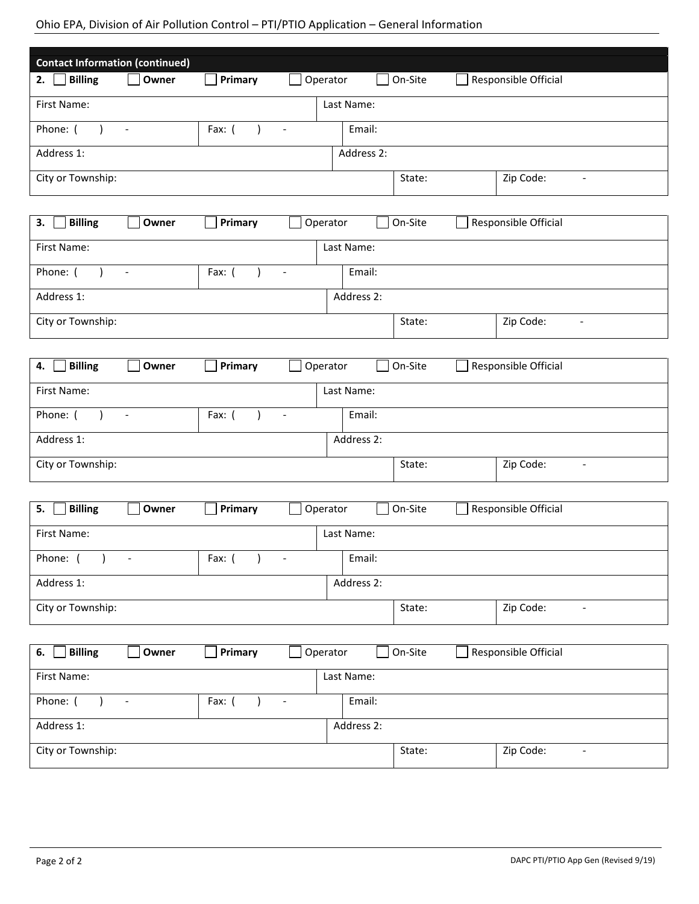## Contact Information (continued)

**2.** ☐ **Billing** ☐ **Owner** ☐ **Primary** ☐ Operator ☐ On-Site ☐ Responsible Official

| | |
|---|---|
| First Name: | Last Name: |
| Phone: ( ) - | Fax: ( ) - | Email: |
| Address 1: | Address 2: |
| City or Township: | State: | Zip Code: - |

**3.** ☐ **Billing** ☐ **Owner** ☐ **Primary** ☐ Operator ☐ On-Site ☐ Responsible Official

| | |
|---|---|
| First Name: | Last Name: |
| Phone: ( ) - | Fax: ( ) - | Email: |
| Address 1: | Address 2: |
| City or Township: | State: | Zip Code: - |

**4.** ☐ **Billing** ☐ **Owner** ☐ **Primary** ☐ Operator ☐ On-Site ☐ Responsible Official

| | |
|---|---|
| First Name: | Last Name: |
| Phone: ( ) - | Fax: ( ) - | Email: |
| Address 1: | Address 2: |
| City or Township: | State: | Zip Code: - |

**5.** ☐ **Billing** ☐ **Owner** ☐ **Primary** ☐ Operator ☐ On-Site ☐ Responsible Official

| | |
|---|---|
| First Name: | Last Name: |
| Phone: ( ) - | Fax: ( ) - | Email: |
| Address 1: | Address 2: |
| City or Township: | State: | Zip Code: - |

**6.** ☐ **Billing** ☐ **Owner** ☐ **Primary** ☐ Operator ☐ On-Site ☐ Responsible Official

| | |
|---|---|
| First Name: | Last Name: |
| Phone: ( ) - | Fax: ( ) - | Email: |
| Address 1: | Address 2: |
| City or Township: | State: | Zip Code: - |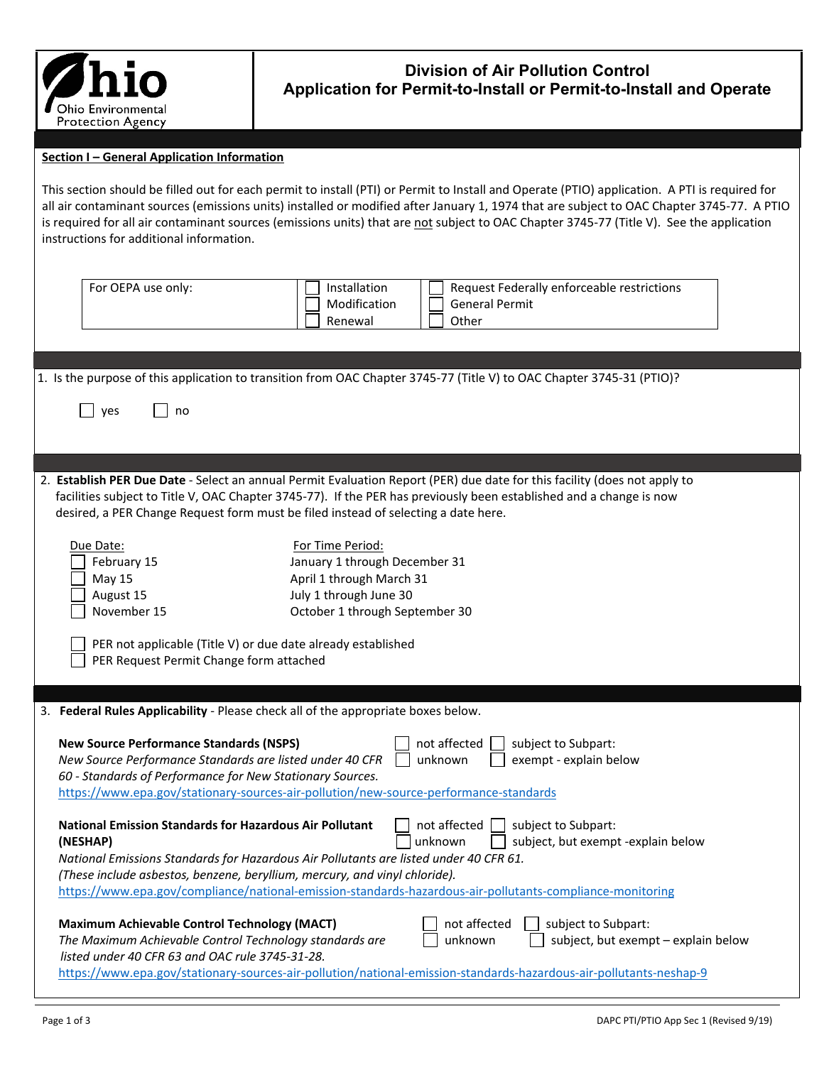**Division of Air Pollution Control**
**Application for Permit-to-Install or Permit-to-Install and Operate**

Ohio Environmental Protection Agency

## Section I – General Application Information

This section should be filled out for each permit to install (PTI) or Permit to Install and Operate (PTIO) application. A PTI is required for all air contaminant sources (emissions units) installed or modified after January 1, 1974 that are subject to OAC Chapter 3745-77. A PTIO is required for all air contaminant sources (emissions units) that are not subject to OAC Chapter 3745-77 (Title V). See the application instructions for additional information.

| For OEPA use only: | ☐ Installation<br>☐ Modification<br>☐ Renewal | ☐ Request Federally enforceable restrictions<br>☐ General Permit<br>☐ Other |
|---|---|---|

1. Is the purpose of this application to transition from OAC Chapter 3745-77 (Title V) to OAC Chapter 3745-31 (PTIO)?

   ☐ yes ☐ no

2. **Establish PER Due Date** - Select an annual Permit Evaluation Report (PER) due date for this facility (does not apply to facilities subject to Title V, OAC Chapter 3745-77). If the PER has previously been established and a change is now desired, a PER Change Request form must be filed instead of selecting a date here.

| Due Date: | For Time Period: |
|---|---|
| ☐ February 15 | January 1 through December 31 |
| ☐ May 15 | April 1 through March 31 |
| ☐ August 15 | July 1 through June 30 |
| ☐ November 15 | October 1 through September 30 |

☐ PER not applicable (Title V) or due date already established
☐ PER Request Permit Change form attached

3. **Federal Rules Applicability** - Please check all of the appropriate boxes below.

**New Source Performance Standards (NSPS)**
*New Source Performance Standards are listed under 40 CFR 60 - Standards of Performance for New Stationary Sources.*
https://www.epa.gov/stationary-sources-air-pollution/new-source-performance-standards

☐ not affected ☐ subject to Subpart:
☐ unknown ☐ exempt - explain below

**National Emission Standards for Hazardous Air Pollutant (NESHAP)**
*National Emissions Standards for Hazardous Air Pollutants are listed under 40 CFR 61. (These include asbestos, benzene, beryllium, mercury, and vinyl chloride).*
https://www.epa.gov/compliance/national-emission-standards-hazardous-air-pollutants-compliance-monitoring

☐ not affected ☐ subject to Subpart:
☐ unknown ☐ subject, but exempt -explain below

**Maximum Achievable Control Technology (MACT)**
*The Maximum Achievable Control Technology standards are listed under 40 CFR 63 and OAC rule 3745-31-28.*
https://www.epa.gov/stationary-sources-air-pollution/national-emission-standards-hazardous-air-pollutants-neshap-9

☐ not affected ☐ subject to Subpart:
☐ unknown ☐ subject, but exempt – explain below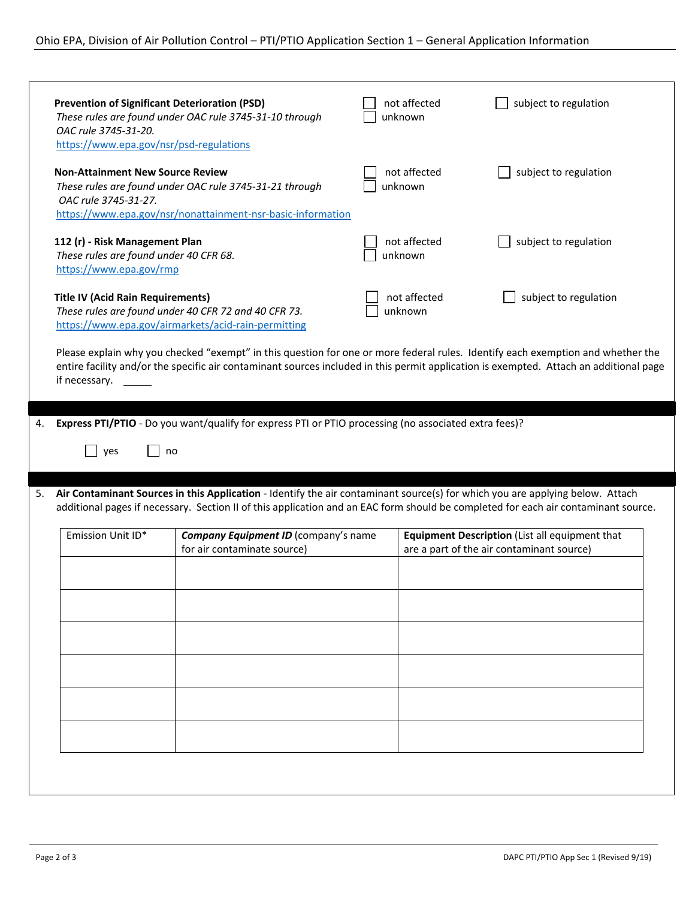**Prevention of Significant Deterioration (PSD)**
*These rules are found under OAC rule 3745-31-10 through OAC rule 3745-31-20.*
https://www.epa.gov/nsr/psd-regulations

☐ not affected ☐ subject to regulation
☐ unknown

**Non-Attainment New Source Review**
*These rules are found under OAC rule 3745-31-21 through OAC rule 3745-31-27.*
https://www.epa.gov/nsr/nonattainment-nsr-basic-information

☐ not affected ☐ subject to regulation
☐ unknown

**112 (r) - Risk Management Plan**
*These rules are found under 40 CFR 68.*
https://www.epa.gov/rmp

☐ not affected ☐ subject to regulation
☐ unknown

**Title IV (Acid Rain Requirements)**
*These rules are found under 40 CFR 72 and 40 CFR 73.*
https://www.epa.gov/airmarkets/acid-rain-permitting

☐ not affected ☐ subject to regulation
☐ unknown

Please explain why you checked "exempt" in this question for one or more federal rules. Identify each exemption and whether the entire facility and/or the specific air contaminant sources included in this permit application is exempted. Attach an additional page if necessary. ______

4. **Express PTI/PTIO** - Do you want/qualify for express PTI or PTIO processing (no associated extra fees)?

☐ yes ☐ no

5. **Air Contaminant Sources in this Application** - Identify the air contaminant source(s) for which you are applying below. Attach additional pages if necessary. Section II of this application and an EAC form should be completed for each air contaminant source.

| Emission Unit ID* | ***Company Equipment ID*** (company's name for air contaminate source) | **Equipment Description** (List all equipment that are a part of the air contaminant source) |
|---|---|---|
| | | |
| | | |
| | | |
| | | |
| | | |
| | | |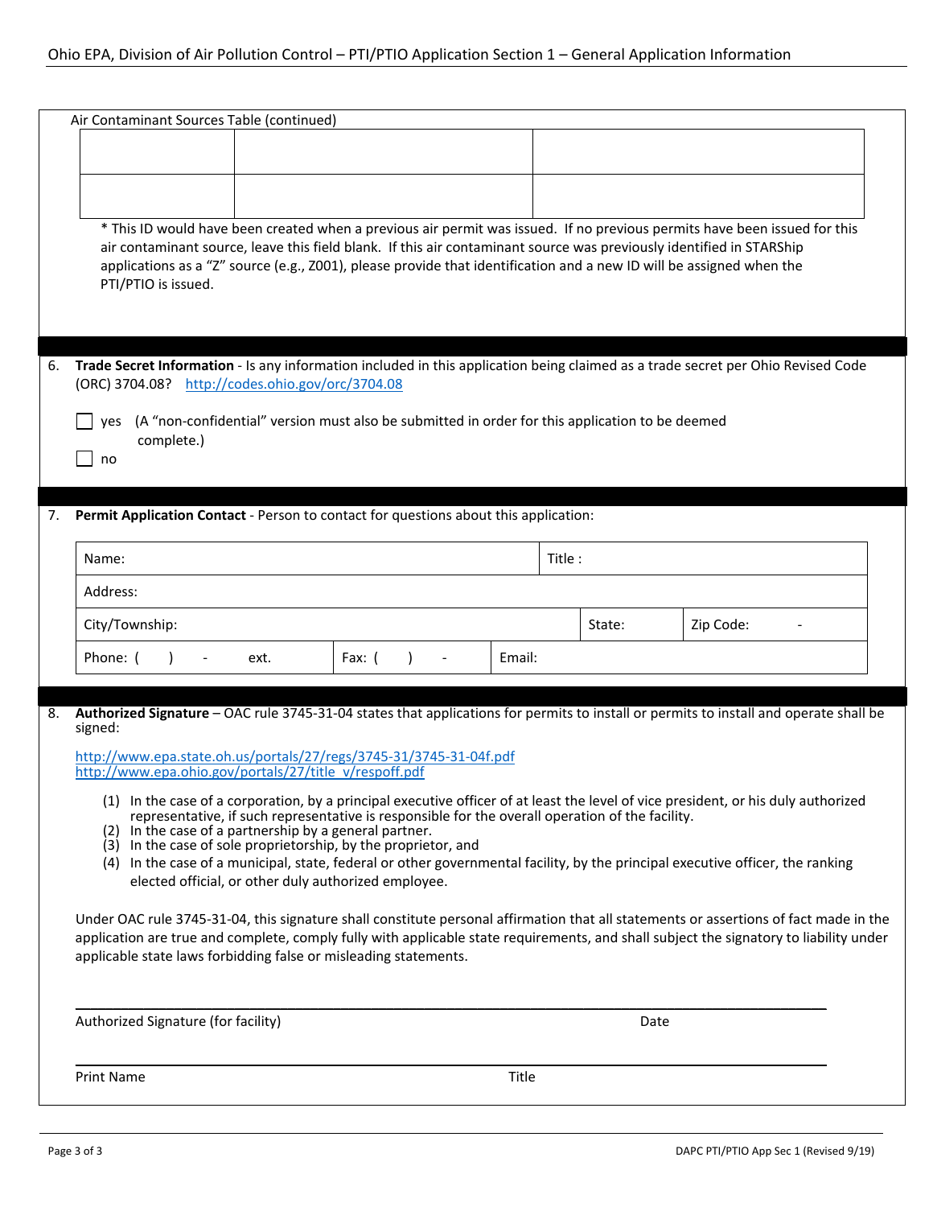Air Contaminant Sources Table (continued)

| | | |
|---|---|---|
| | | |
| | | |

* This ID would have been created when a previous air permit was issued. If no previous permits have been issued for this air contaminant source, leave this field blank. If this air contaminant source was previously identified in STARShip applications as a "Z" source (e.g., Z001), please provide that identification and a new ID will be assigned when the PTI/PTIO is issued.

6. **Trade Secret Information** - Is any information included in this application being claimed as a trade secret per Ohio Revised Code (ORC) 3704.08? http://codes.ohio.gov/orc/3704.08

☐ yes (A "non-confidential" version must also be submitted in order for this application to be deemed complete.)

☐ no

7. **Permit Application Contact** - Person to contact for questions about this application:

| | | | |
|---|---|---|---|
| Name: | | Title : | |
| Address: | | | |
| City/Township: | | State: | Zip Code: - |
| Phone: ( ) - ext. | Fax: ( ) - | Email: | |

8. **Authorized Signature** – OAC rule 3745-31-04 states that applications for permits to install or permits to install and operate shall be signed:

http://www.epa.state.oh.us/portals/27/regs/3745-31/3745-31-04f.pdf
http://www.epa.ohio.gov/portals/27/title_v/respoff.pdf

(1) In the case of a corporation, by a principal executive officer of at least the level of vice president, or his duly authorized representative, if such representative is responsible for the overall operation of the facility.
(2) In the case of a partnership by a general partner.
(3) In the case of sole proprietorship, by the proprietor, and
(4) In the case of a municipal, state, federal or other governmental facility, by the principal executive officer, the ranking elected official, or other duly authorized employee.

Under OAC rule 3745-31-04, this signature shall constitute personal affirmation that all statements or assertions of fact made in the application are true and complete, comply fully with applicable state requirements, and shall subject the signatory to liability under applicable state laws forbidding false or misleading statements.

\_\_\_\_\_\_\_\_\_\_\_\_\_\_\_\_\_\_\_\_\_\_\_\_\_\_\_\_\_\_\_\_\_\_\_\_\_\_\_\_\_\_\_\_\_\_\_\_\_\_\_\_\_\_\_\_\_\_\_\_

Authorized Signature (for facility) Date

\_\_\_\_\_\_\_\_\_\_\_\_\_\_\_\_\_\_\_\_\_\_\_\_\_\_\_\_\_\_\_\_\_\_\_\_\_\_\_\_\_\_\_\_\_\_\_\_\_\_\_\_\_\_\_\_\_\_\_\_

Print Name Title